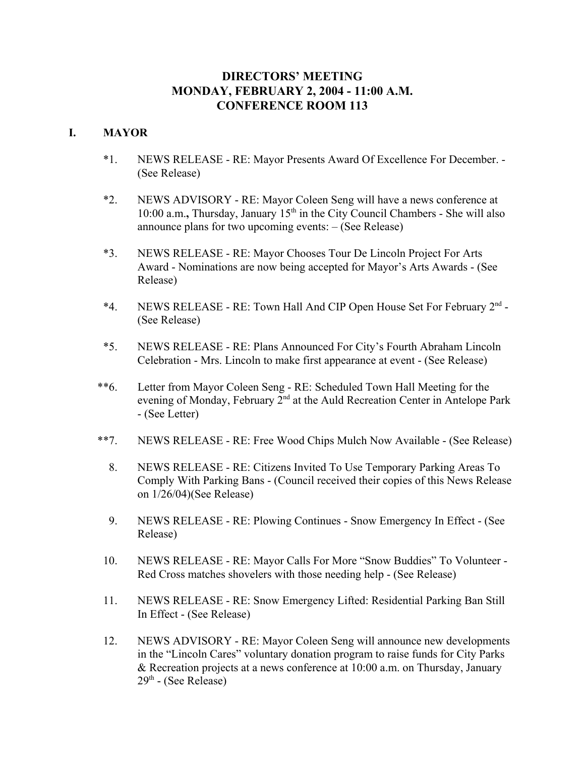# DIRECTORS' MEETING
# MONDAY, FEBRUARY 2, 2004 - 11:00 A.M.
# CONFERENCE ROOM 113

## I. MAYOR

*1. NEWS RELEASE - RE: Mayor Presents Award Of Excellence For December. - (See Release)

*2. NEWS ADVISORY - RE: Mayor Coleen Seng will have a news conference at 10:00 a.m., Thursday, January 15th in the City Council Chambers - She will also announce plans for two upcoming events: – (See Release)

*3. NEWS RELEASE - RE: Mayor Chooses Tour De Lincoln Project For Arts Award - Nominations are now being accepted for Mayor's Arts Awards - (See Release)

*4. NEWS RELEASE - RE: Town Hall And CIP Open House Set For February 2nd - (See Release)

*5. NEWS RELEASE - RE: Plans Announced For City's Fourth Abraham Lincoln Celebration - Mrs. Lincoln to make first appearance at event - (See Release)

**6. Letter from Mayor Coleen Seng - RE: Scheduled Town Hall Meeting for the evening of Monday, February 2nd at the Auld Recreation Center in Antelope Park - (See Letter)

**7. NEWS RELEASE - RE: Free Wood Chips Mulch Now Available - (See Release)

8. NEWS RELEASE - RE: Citizens Invited To Use Temporary Parking Areas To Comply With Parking Bans - (Council received their copies of this News Release on 1/26/04)(See Release)

9. NEWS RELEASE - RE: Plowing Continues - Snow Emergency In Effect - (See Release)

10. NEWS RELEASE - RE: Mayor Calls For More "Snow Buddies" To Volunteer - Red Cross matches shovelers with those needing help - (See Release)

11. NEWS RELEASE - RE: Snow Emergency Lifted: Residential Parking Ban Still In Effect - (See Release)

12. NEWS ADVISORY - RE: Mayor Coleen Seng will announce new developments in the "Lincoln Cares" voluntary donation program to raise funds for City Parks & Recreation projects at a news conference at 10:00 a.m. on Thursday, January 29th - (See Release)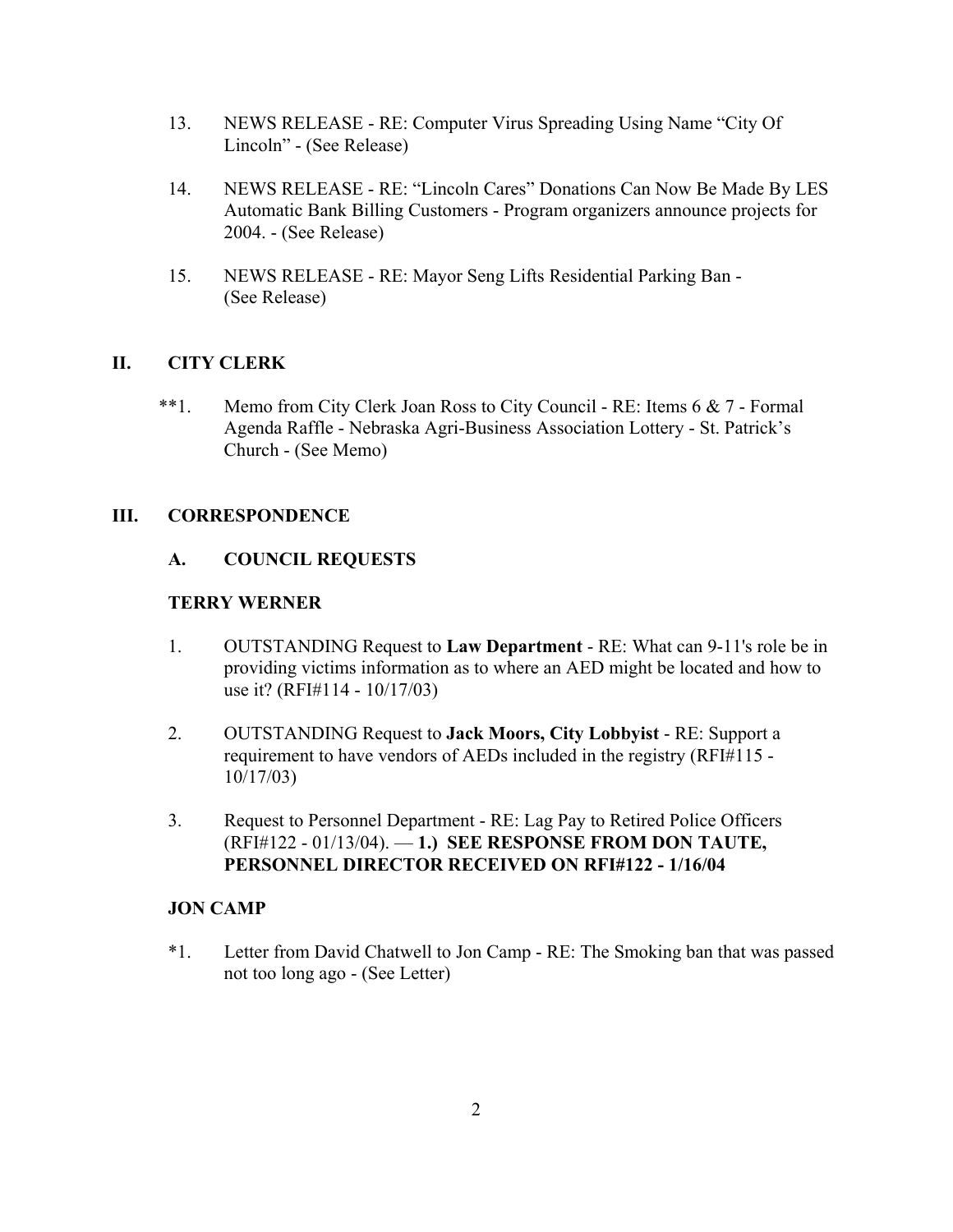13. NEWS RELEASE - RE: Computer Virus Spreading Using Name “City Of Lincoln” - (See Release)

14. NEWS RELEASE - RE: “Lincoln Cares” Donations Can Now Be Made By LES Automatic Bank Billing Customers - Program organizers announce projects for 2004. - (See Release)

15. NEWS RELEASE - RE: Mayor Seng Lifts Residential Parking Ban - (See Release)

## II. CITY CLERK

**1. Memo from City Clerk Joan Ross to City Council - RE: Items 6 & 7 - Formal Agenda Raffle - Nebraska Agri-Business Association Lottery - St. Patrick’s Church - (See Memo)

## III. CORRESPONDENCE

### A. COUNCIL REQUESTS

**TERRY WERNER**

1. OUTSTANDING Request to **Law Department** - RE: What can 9-11's role be in providing victims information as to where an AED might be located and how to use it? (RFI#114 - 10/17/03)

2. OUTSTANDING Request to **Jack Moors, City Lobbyist** - RE: Support a requirement to have vendors of AEDs included in the registry (RFI#115 - 10/17/03)

3. Request to Personnel Department - RE: Lag Pay to Retired Police Officers (RFI#122 - 01/13/04). — **1.) SEE RESPONSE FROM DON TAUTE, PERSONNEL DIRECTOR RECEIVED ON RFI#122 - 1/16/04**

**JON CAMP**

*1. Letter from David Chatwell to Jon Camp - RE: The Smoking ban that was passed not too long ago - (See Letter)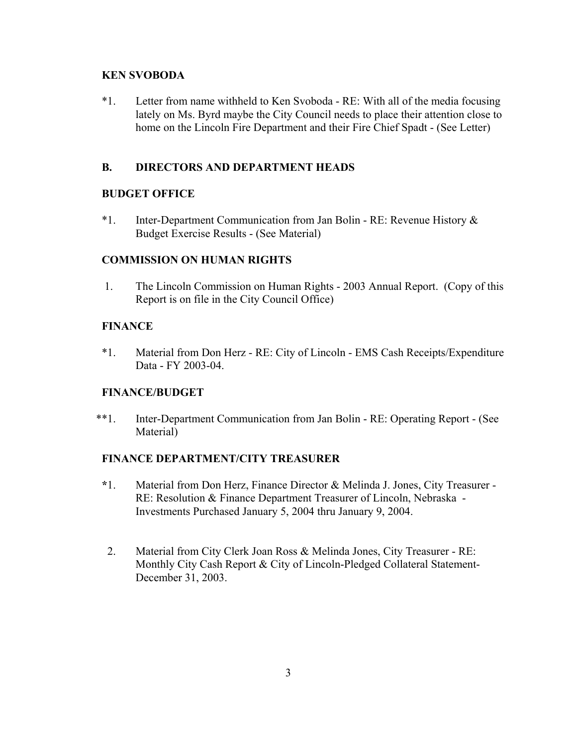**KEN SVOBODA**

*1. Letter from name withheld to Ken Svoboda - RE: With all of the media focusing lately on Ms. Byrd maybe the City Council needs to place their attention close to home on the Lincoln Fire Department and their Fire Chief Spadt - (See Letter)

**B. DIRECTORS AND DEPARTMENT HEADS**

**BUDGET OFFICE**

*1. Inter-Department Communication from Jan Bolin - RE: Revenue History & Budget Exercise Results - (See Material)

**COMMISSION ON HUMAN RIGHTS**

1. The Lincoln Commission on Human Rights - 2003 Annual Report. (Copy of this Report is on file in the City Council Office)

**FINANCE**

*1. Material from Don Herz - RE: City of Lincoln - EMS Cash Receipts/Expenditure Data - FY 2003-04.

**FINANCE/BUDGET**

**1. Inter-Department Communication from Jan Bolin - RE: Operating Report - (See Material)

**FINANCE DEPARTMENT/CITY TREASURER**

*1. Material from Don Herz, Finance Director & Melinda J. Jones, City Treasurer - RE: Resolution & Finance Department Treasurer of Lincoln, Nebraska - Investments Purchased January 5, 2004 thru January 9, 2004.

2. Material from City Clerk Joan Ross & Melinda Jones, City Treasurer - RE: Monthly City Cash Report & City of Lincoln-Pledged Collateral Statement-December 31, 2003.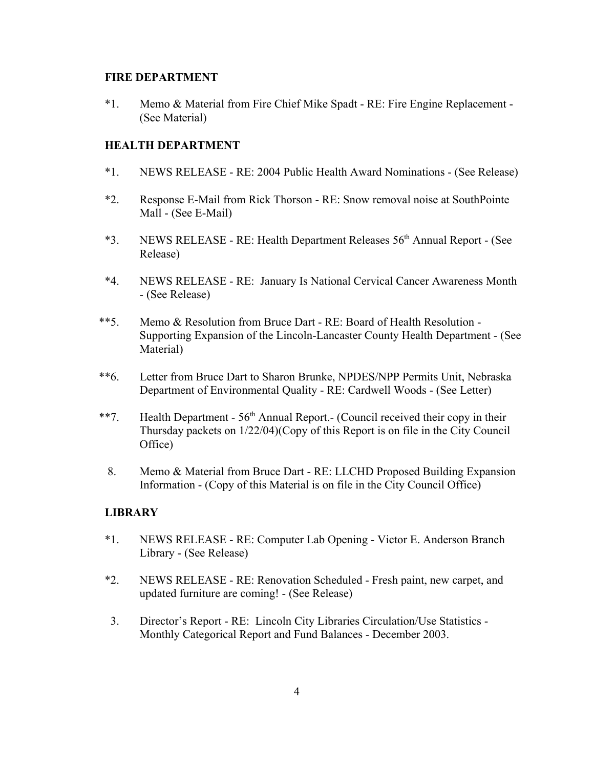**FIRE DEPARTMENT**

*1. Memo & Material from Fire Chief Mike Spadt - RE: Fire Engine Replacement - (See Material)

**HEALTH DEPARTMENT**

*1. NEWS RELEASE - RE: 2004 Public Health Award Nominations - (See Release)

*2. Response E-Mail from Rick Thorson - RE: Snow removal noise at SouthPointe Mall - (See E-Mail)

*3. NEWS RELEASE - RE: Health Department Releases 56th Annual Report - (See Release)

*4. NEWS RELEASE - RE: January Is National Cervical Cancer Awareness Month - (See Release)

**5. Memo & Resolution from Bruce Dart - RE: Board of Health Resolution - Supporting Expansion of the Lincoln-Lancaster County Health Department - (See Material)

**6. Letter from Bruce Dart to Sharon Brunke, NPDES/NPP Permits Unit, Nebraska Department of Environmental Quality - RE: Cardwell Woods - (See Letter)

**7. Health Department - 56th Annual Report.- (Council received their copy in their Thursday packets on 1/22/04)(Copy of this Report is on file in the City Council Office)

8. Memo & Material from Bruce Dart - RE: LLCHD Proposed Building Expansion Information - (Copy of this Material is on file in the City Council Office)

**LIBRARY**

*1. NEWS RELEASE - RE: Computer Lab Opening - Victor E. Anderson Branch Library - (See Release)

*2. NEWS RELEASE - RE: Renovation Scheduled - Fresh paint, new carpet, and updated furniture are coming! - (See Release)

3. Director's Report - RE: Lincoln City Libraries Circulation/Use Statistics - Monthly Categorical Report and Fund Balances - December 2003.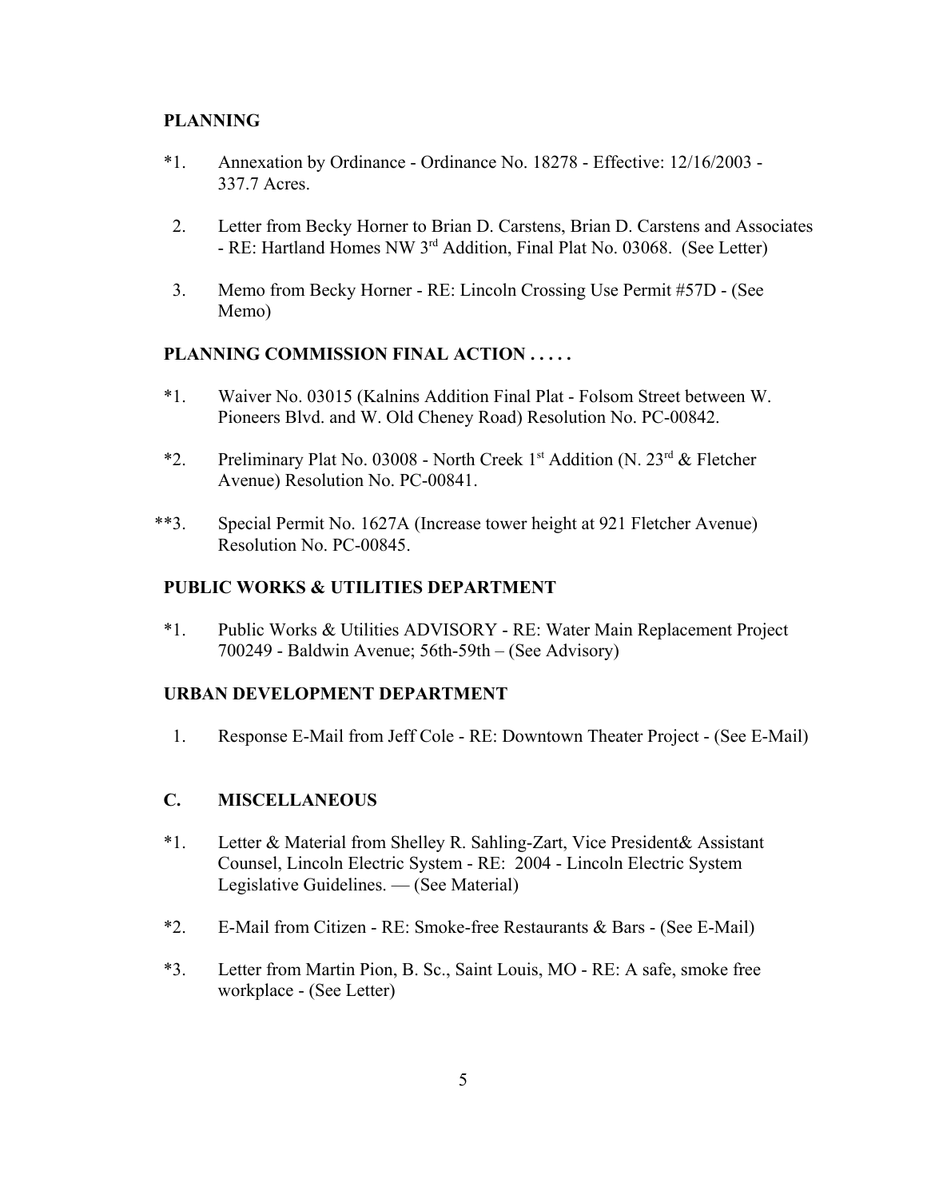**PLANNING**

*1. Annexation by Ordinance - Ordinance No. 18278 - Effective: 12/16/2003 - 337.7 Acres.

2. Letter from Becky Horner to Brian D. Carstens, Brian D. Carstens and Associates - RE: Hartland Homes NW 3rd Addition, Final Plat No. 03068. (See Letter)

3. Memo from Becky Horner - RE: Lincoln Crossing Use Permit #57D - (See Memo)

**PLANNING COMMISSION FINAL ACTION . . . . .**

*1. Waiver No. 03015 (Kalnins Addition Final Plat - Folsom Street between W. Pioneers Blvd. and W. Old Cheney Road) Resolution No. PC-00842.

*2. Preliminary Plat No. 03008 - North Creek 1st Addition (N. 23rd & Fletcher Avenue) Resolution No. PC-00841.

**3. Special Permit No. 1627A (Increase tower height at 921 Fletcher Avenue) Resolution No. PC-00845.

**PUBLIC WORKS & UTILITIES DEPARTMENT**

*1. Public Works & Utilities ADVISORY - RE: Water Main Replacement Project 700249 - Baldwin Avenue; 56th-59th – (See Advisory)

**URBAN DEVELOPMENT DEPARTMENT**

1. Response E-Mail from Jeff Cole - RE: Downtown Theater Project - (See E-Mail)

**C. MISCELLANEOUS**

*1. Letter & Material from Shelley R. Sahling-Zart, Vice President& Assistant Counsel, Lincoln Electric System - RE: 2004 - Lincoln Electric System Legislative Guidelines. — (See Material)

*2. E-Mail from Citizen - RE: Smoke-free Restaurants & Bars - (See E-Mail)

*3. Letter from Martin Pion, B. Sc., Saint Louis, MO - RE: A safe, smoke free workplace - (See Letter)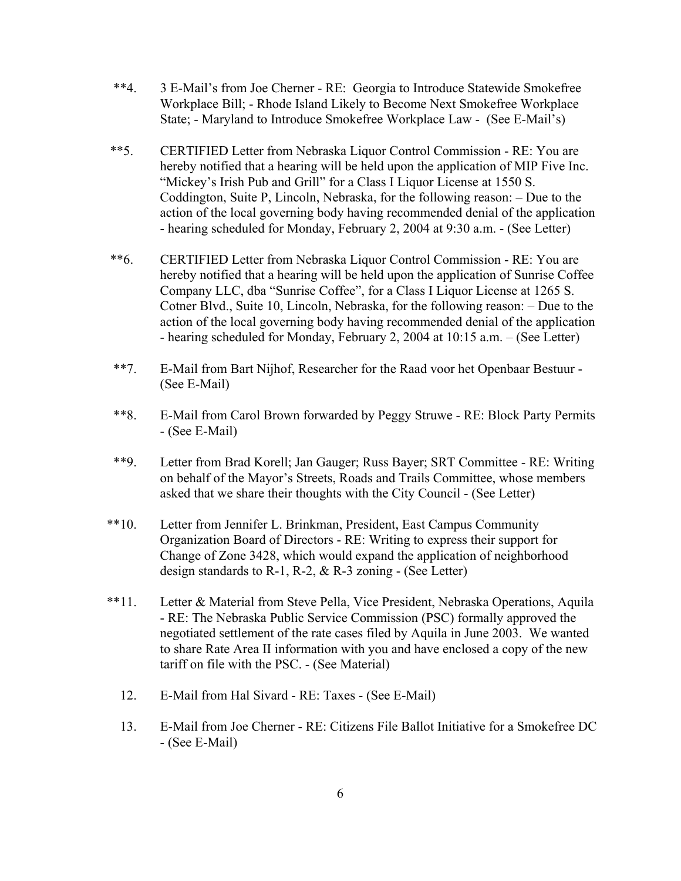**4. 3 E-Mail's from Joe Cherner - RE: Georgia to Introduce Statewide Smokefree Workplace Bill; - Rhode Island Likely to Become Next Smokefree Workplace State; - Maryland to Introduce Smokefree Workplace Law - (See E-Mail's)

**5. CERTIFIED Letter from Nebraska Liquor Control Commission - RE: You are hereby notified that a hearing will be held upon the application of MIP Five Inc. "Mickey's Irish Pub and Grill" for a Class I Liquor License at 1550 S. Coddington, Suite P, Lincoln, Nebraska, for the following reason: – Due to the action of the local governing body having recommended denial of the application - hearing scheduled for Monday, February 2, 2004 at 9:30 a.m. - (See Letter)

**6. CERTIFIED Letter from Nebraska Liquor Control Commission - RE: You are hereby notified that a hearing will be held upon the application of Sunrise Coffee Company LLC, dba "Sunrise Coffee", for a Class I Liquor License at 1265 S. Cotner Blvd., Suite 10, Lincoln, Nebraska, for the following reason: – Due to the action of the local governing body having recommended denial of the application - hearing scheduled for Monday, February 2, 2004 at 10:15 a.m. – (See Letter)

**7. E-Mail from Bart Nijhof, Researcher for the Raad voor het Openbaar Bestuur - (See E-Mail)

**8. E-Mail from Carol Brown forwarded by Peggy Struwe - RE: Block Party Permits - (See E-Mail)

**9. Letter from Brad Korell; Jan Gauger; Russ Bayer; SRT Committee - RE: Writing on behalf of the Mayor's Streets, Roads and Trails Committee, whose members asked that we share their thoughts with the City Council - (See Letter)

**10. Letter from Jennifer L. Brinkman, President, East Campus Community Organization Board of Directors - RE: Writing to express their support for Change of Zone 3428, which would expand the application of neighborhood design standards to R-1, R-2, & R-3 zoning - (See Letter)

**11. Letter & Material from Steve Pella, Vice President, Nebraska Operations, Aquila - RE: The Nebraska Public Service Commission (PSC) formally approved the negotiated settlement of the rate cases filed by Aquila in June 2003. We wanted to share Rate Area II information with you and have enclosed a copy of the new tariff on file with the PSC. - (See Material)

12. E-Mail from Hal Sivard - RE: Taxes - (See E-Mail)

13. E-Mail from Joe Cherner - RE: Citizens File Ballot Initiative for a Smokefree DC - (See E-Mail)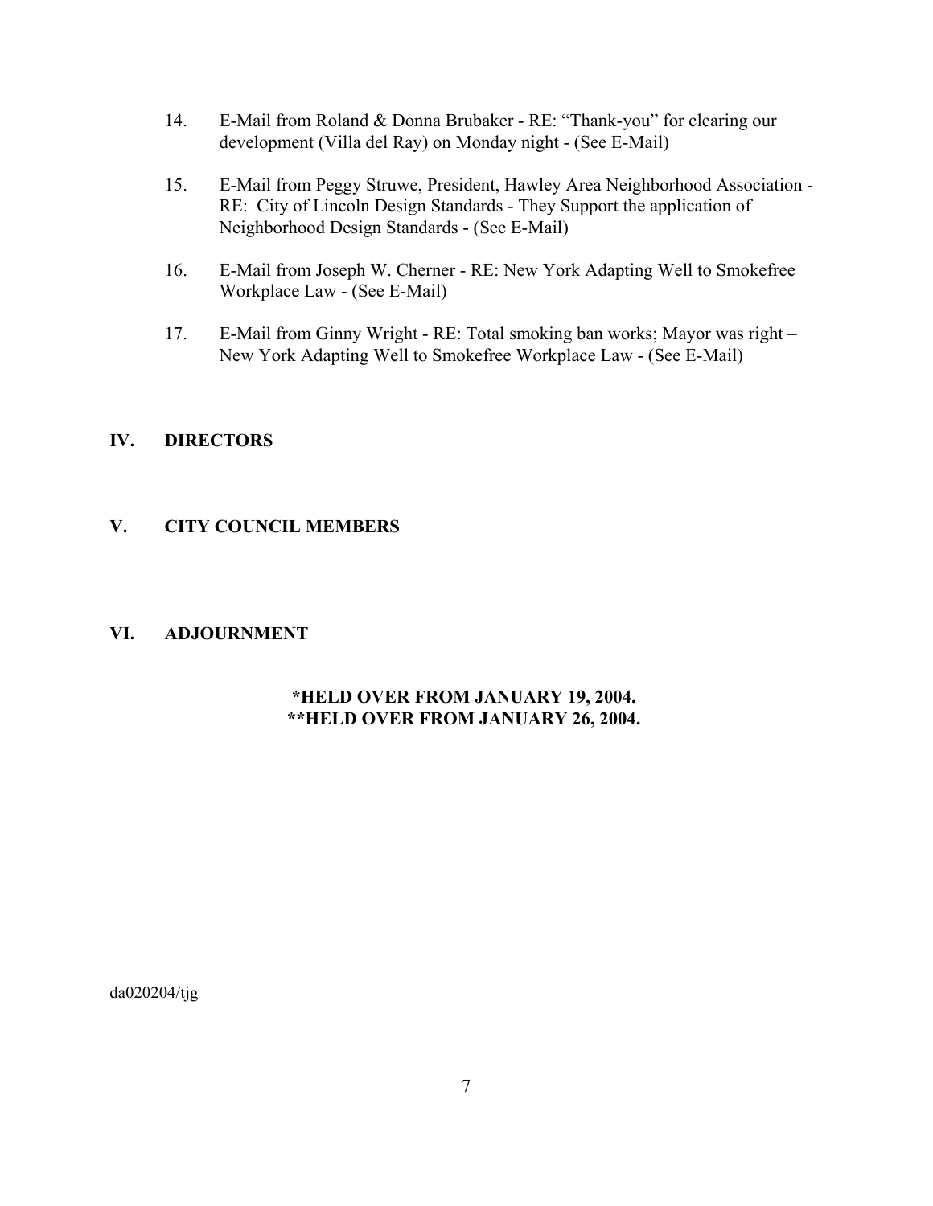14. E-Mail from Roland & Donna Brubaker - RE: “Thank-you” for clearing our development (Villa del Ray) on Monday night - (See E-Mail)

15. E-Mail from Peggy Struwe, President, Hawley Area Neighborhood Association - RE: City of Lincoln Design Standards - They Support the application of Neighborhood Design Standards - (See E-Mail)

16. E-Mail from Joseph W. Cherner - RE: New York Adapting Well to Smokefree Workplace Law - (See E-Mail)

17. E-Mail from Ginny Wright - RE: Total smoking ban works; Mayor was right – New York Adapting Well to Smokefree Workplace Law - (See E-Mail)

## IV. DIRECTORS

## V. CITY COUNCIL MEMBERS

## VI. ADJOURNMENT

**\*HELD OVER FROM JANUARY 19, 2004.**
**\*\*HELD OVER FROM JANUARY 26, 2004.**

da020204/tjg